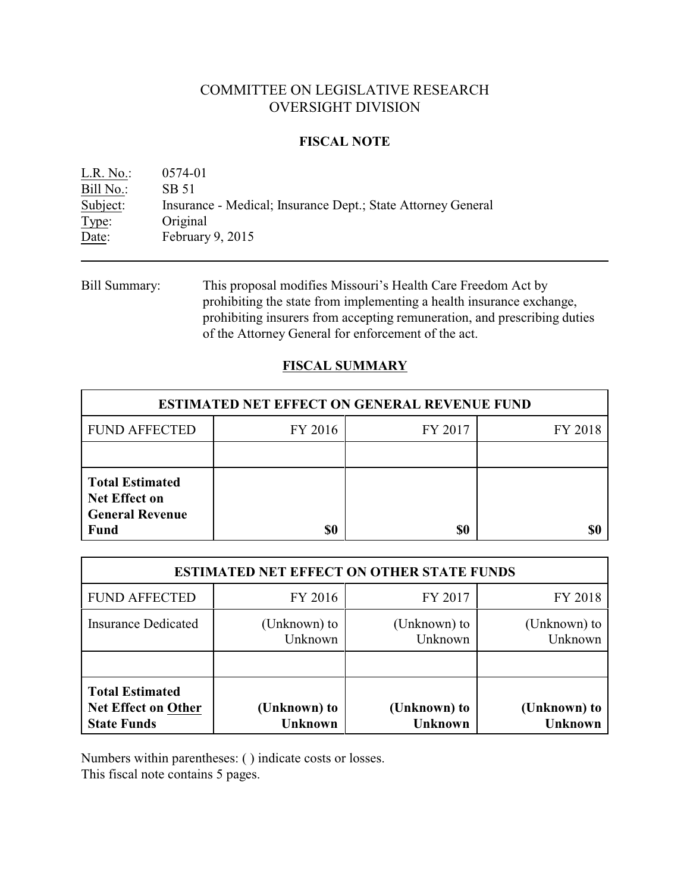# COMMITTEE ON LEGISLATIVE RESEARCH
# OVERSIGHT DIVISION

## FISCAL NOTE

L.R. No.: 0574-01
Bill No.: SB 51
Subject: Insurance - Medical; Insurance Dept.; State Attorney General
Type: Original
Date: February 9, 2015

---

Bill Summary: This proposal modifies Missouri's Health Care Freedom Act by prohibiting the state from implementing a health insurance exchange, prohibiting insurers from accepting remuneration, and prescribing duties of the Attorney General for enforcement of the act.

## FISCAL SUMMARY

| ESTIMATED NET EFFECT ON GENERAL REVENUE FUND | | | |
|---|---|---|---|
| FUND AFFECTED | FY 2016 | FY 2017 | FY 2018 |
| | | | |
| **Total Estimated Net Effect on General Revenue Fund** | **$0** | **$0** | **$0** |

| ESTIMATED NET EFFECT ON OTHER STATE FUNDS | | | |
|---|---|---|---|
| FUND AFFECTED | FY 2016 | FY 2017 | FY 2018 |
| Insurance Dedicated | (Unknown) to Unknown | (Unknown) to Unknown | (Unknown) to Unknown |
| | | | |
| **Total Estimated Net Effect on Other State Funds** | **(Unknown) to Unknown** | **(Unknown) to Unknown** | **(Unknown) to Unknown** |

Numbers within parentheses: ( ) indicate costs or losses.
This fiscal note contains 5 pages.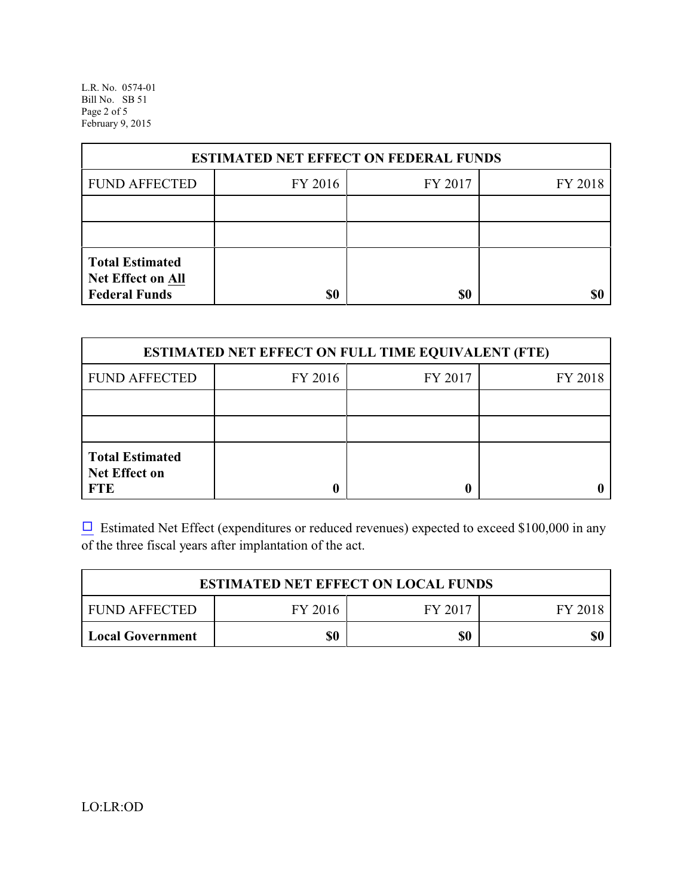| ESTIMATED NET EFFECT ON FEDERAL FUNDS | | | |
|---|---|---|---|
| FUND AFFECTED | FY 2016 | FY 2017 | FY 2018 |
| | | | |
| | | | |
| **Total Estimated Net Effect on All Federal Funds** | **$0** | **$0** | **$0** |

| ESTIMATED NET EFFECT ON FULL TIME EQUIVALENT (FTE) | | | |
|---|---|---|---|
| FUND AFFECTED | FY 2016 | FY 2017 | FY 2018 |
| | | | |
| | | | |
| **Total Estimated Net Effect on FTE** | **0** | **0** | **0** |

☐ Estimated Net Effect (expenditures or reduced revenues) expected to exceed $100,000 in any of the three fiscal years after implantation of the act.

| ESTIMATED NET EFFECT ON LOCAL FUNDS | | | |
|---|---|---|---|
| FUND AFFECTED | FY 2016 | FY 2017 | FY 2018 |
| **Local Government** | **$0** | **$0** | **$0** |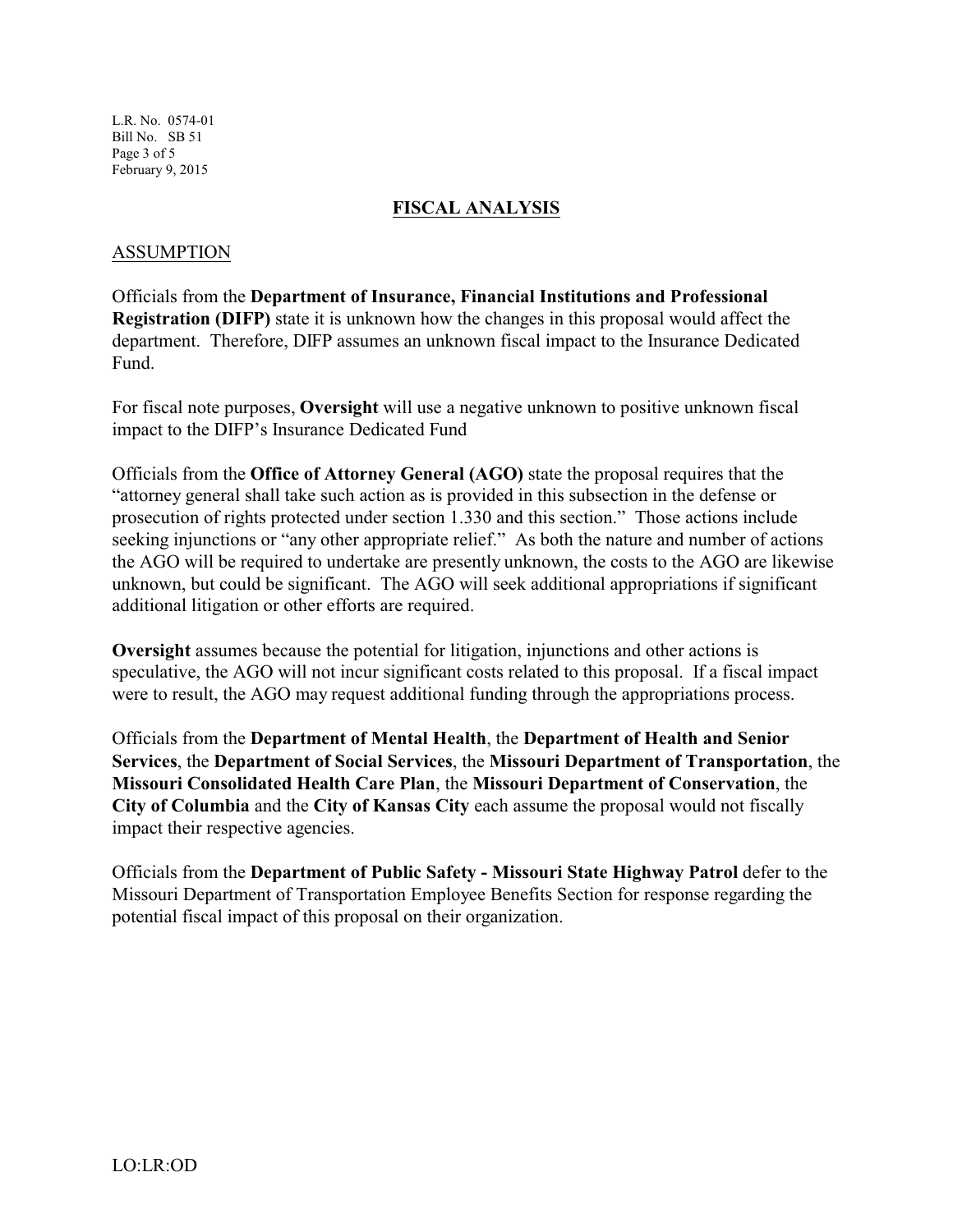## FISCAL ANALYSIS

### ASSUMPTION

Officials from the **Department of Insurance, Financial Institutions and Professional Registration (DIFP)** state it is unknown how the changes in this proposal would affect the department. Therefore, DIFP assumes an unknown fiscal impact to the Insurance Dedicated Fund.

For fiscal note purposes, **Oversight** will use a negative unknown to positive unknown fiscal impact to the DIFP's Insurance Dedicated Fund

Officials from the **Office of Attorney General (AGO)** state the proposal requires that the "attorney general shall take such action as is provided in this subsection in the defense or prosecution of rights protected under section 1.330 and this section." Those actions include seeking injunctions or "any other appropriate relief." As both the nature and number of actions the AGO will be required to undertake are presently unknown, the costs to the AGO are likewise unknown, but could be significant. The AGO will seek additional appropriations if significant additional litigation or other efforts are required.

**Oversight** assumes because the potential for litigation, injunctions and other actions is speculative, the AGO will not incur significant costs related to this proposal. If a fiscal impact were to result, the AGO may request additional funding through the appropriations process.

Officials from the **Department of Mental Health**, the **Department of Health and Senior Services**, the **Department of Social Services**, the **Missouri Department of Transportation**, the **Missouri Consolidated Health Care Plan**, the **Missouri Department of Conservation**, the **City of Columbia** and the **City of Kansas City** each assume the proposal would not fiscally impact their respective agencies.

Officials from the **Department of Public Safety - Missouri State Highway Patrol** defer to the Missouri Department of Transportation Employee Benefits Section for response regarding the potential fiscal impact of this proposal on their organization.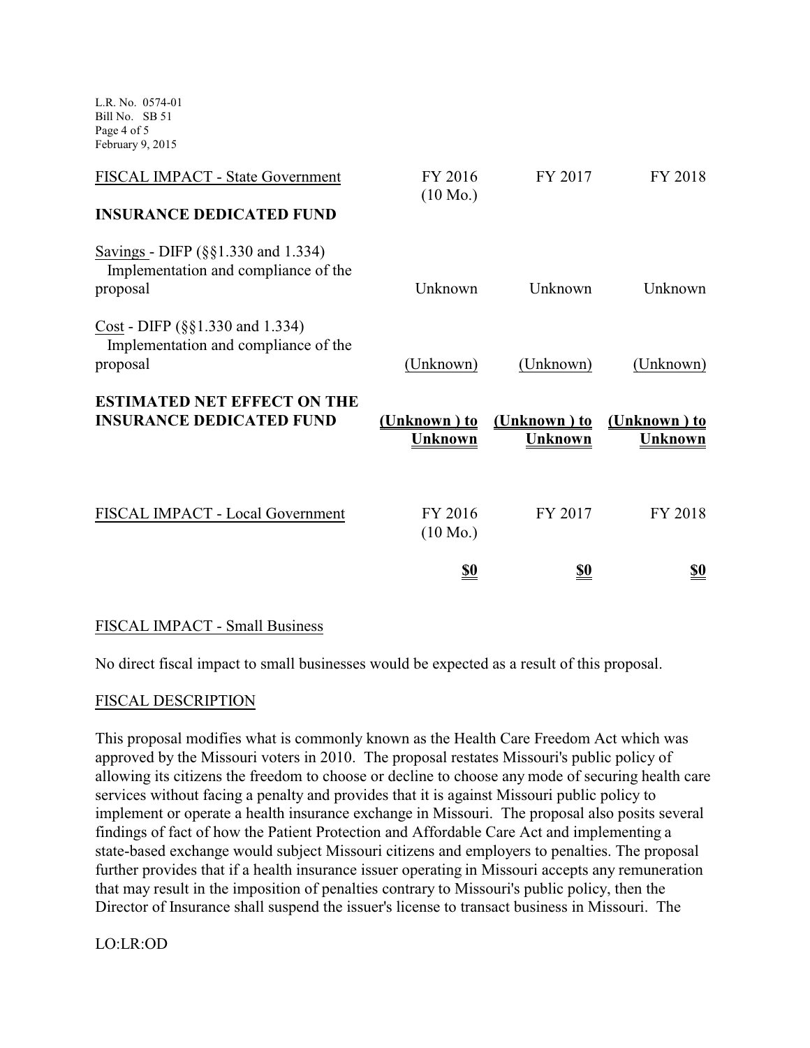| FISCAL IMPACT - State Government | FY 2016 (10 Mo.) | FY 2017 | FY 2018 |
|---|---|---|---|
| **INSURANCE DEDICATED FUND** | | | |
| Savings - DIFP (§§1.330 and 1.334) Implementation and compliance of the proposal | Unknown | Unknown | Unknown |
| Cost - DIFP (§§1.330 and 1.334) Implementation and compliance of the proposal | (Unknown) | (Unknown) | (Unknown) |
| **ESTIMATED NET EFFECT ON THE INSURANCE DEDICATED FUND** | **(Unknown ) to Unknown** | **(Unknown ) to Unknown** | **(Unknown ) to Unknown** |

| FISCAL IMPACT - Local Government | FY 2016 (10 Mo.) | FY 2017 | FY 2018 |
|---|---|---|---|
| | **$0** | **$0** | **$0** |

FISCAL IMPACT - Small Business

No direct fiscal impact to small businesses would be expected as a result of this proposal.

FISCAL DESCRIPTION

This proposal modifies what is commonly known as the Health Care Freedom Act which was approved by the Missouri voters in 2010. The proposal restates Missouri's public policy of allowing its citizens the freedom to choose or decline to choose any mode of securing health care services without facing a penalty and provides that it is against Missouri public policy to implement or operate a health insurance exchange in Missouri. The proposal also posits several findings of fact of how the Patient Protection and Affordable Care Act and implementing a state-based exchange would subject Missouri citizens and employers to penalties. The proposal further provides that if a health insurance issuer operating in Missouri accepts any remuneration that may result in the imposition of penalties contrary to Missouri's public policy, then the Director of Insurance shall suspend the issuer's license to transact business in Missouri. The

LO:LR:OD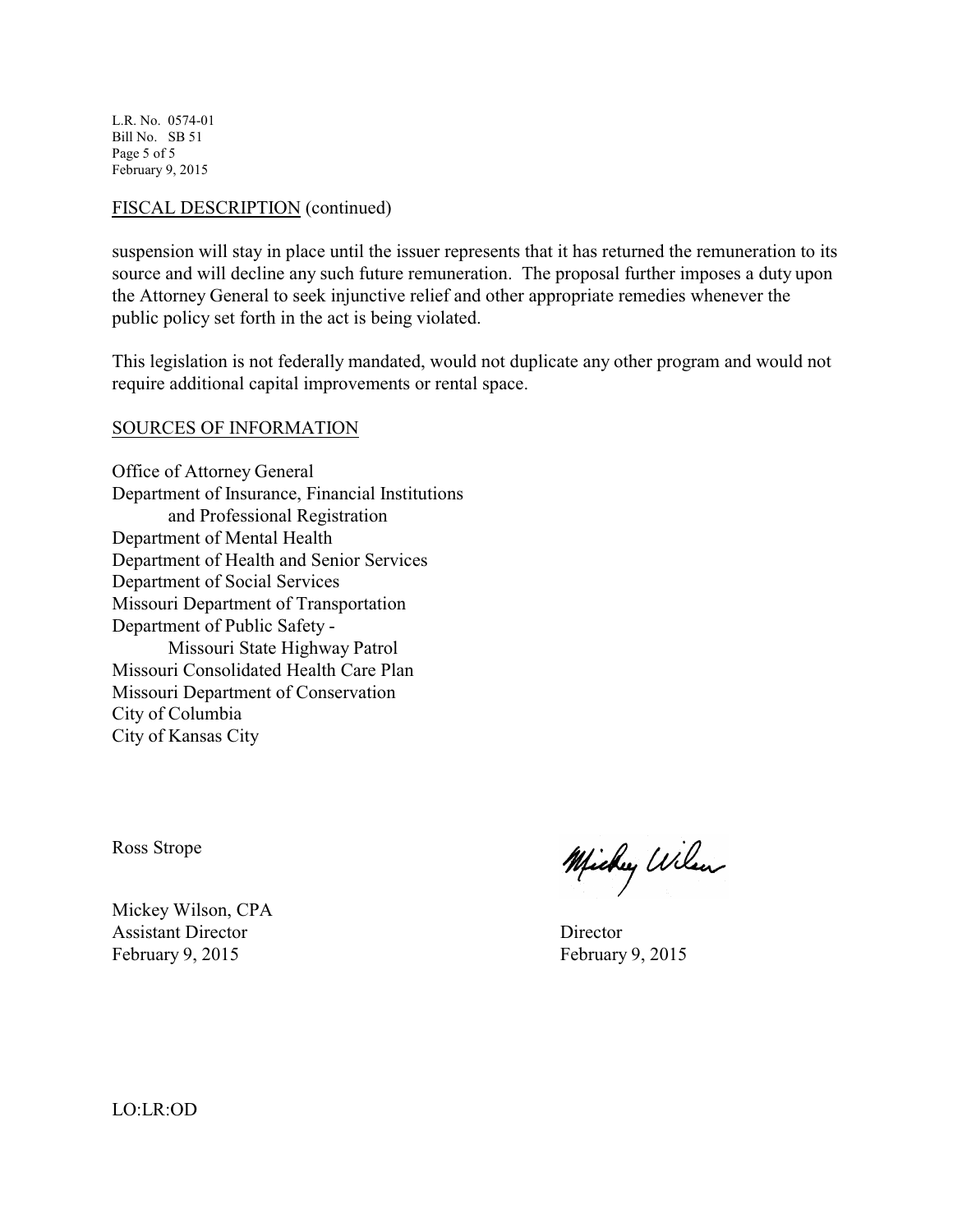FISCAL DESCRIPTION (continued)

suspension will stay in place until the issuer represents that it has returned the remuneration to its source and will decline any such future remuneration. The proposal further imposes a duty upon the Attorney General to seek injunctive relief and other appropriate remedies whenever the public policy set forth in the act is being violated.

This legislation is not federally mandated, would not duplicate any other program and would not require additional capital improvements or rental space.

SOURCES OF INFORMATION

Office of Attorney General
Department of Insurance, Financial Institutions and Professional Registration
Department of Mental Health
Department of Health and Senior Services
Department of Social Services
Missouri Department of Transportation
Department of Public Safety - Missouri State Highway Patrol
Missouri Consolidated Health Care Plan
Missouri Department of Conservation
City of Columbia
City of Kansas City

Ross Strope

Mickey Wilson, CPA
Director
February 9, 2015

Assistant Director
February 9, 2015

LO:LR:OD